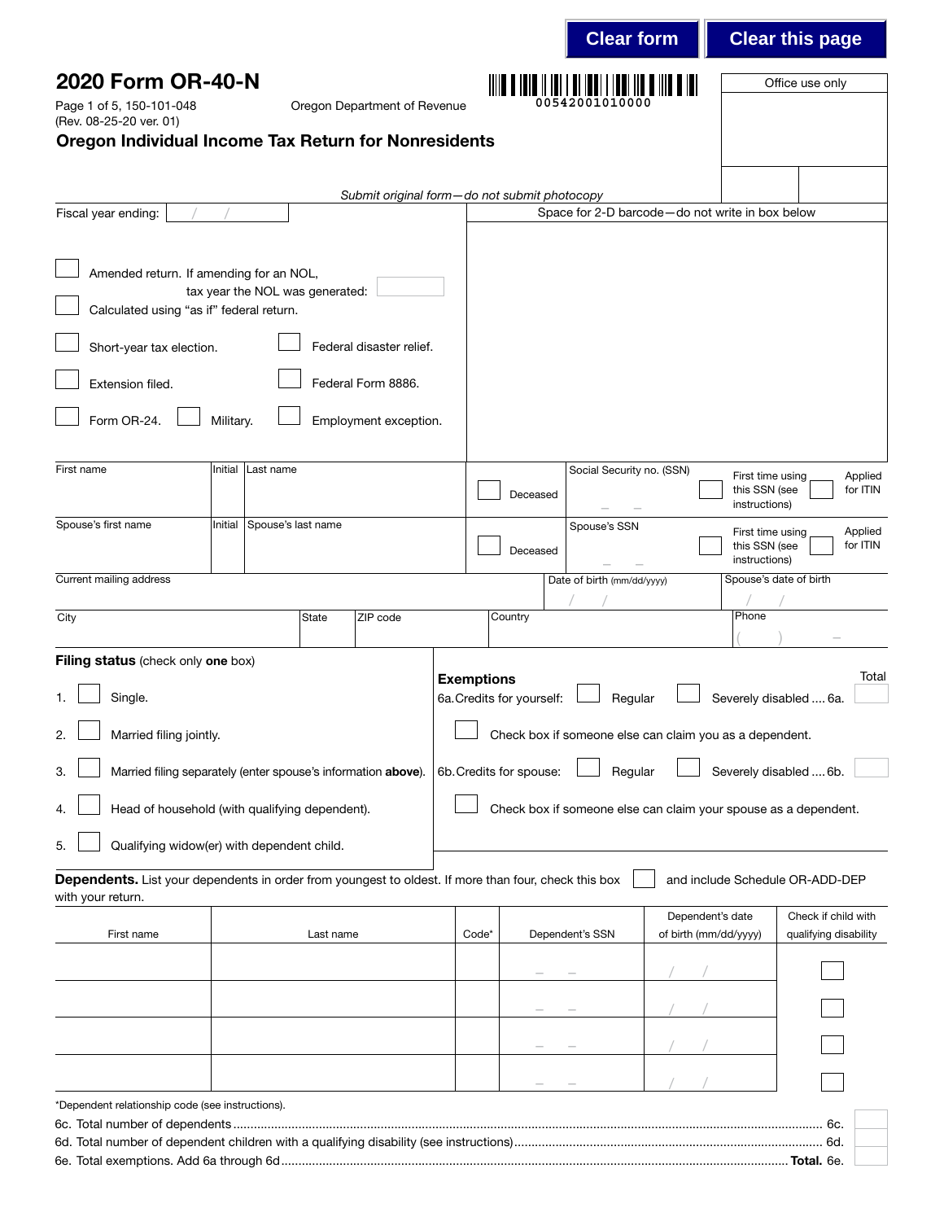Clear form | Clear this page

# 2020 Form OR-40-N

Page 1 of 5, 150-101-048
(Rev. 08-25-20 ver. 01)

Oregon Department of Revenue

00542001010000

Office use only

## Oregon Individual Income Tax Return for Nonresidents

*Submit original form—do not submit photocopy*

Fiscal year ending: / /

Space for 2-D barcode—do not write in box below

- ☐ Amended return. If amending for an NOL, tax year the NOL was generated:
- ☐ Calculated using "as if" federal return.
- ☐ Short-year tax election.
- ☐ Federal disaster relief.
- ☐ Extension filed.
- ☐ Federal Form 8886.
- ☐ Form OR-24.
- ☐ Military.
- ☐ Employment exception.

| First name | Initial | Last name | ☐ Deceased | Social Security no. (SSN) | ☐ First time using this SSN (see instructions) | ☐ Applied for ITIN |
|---|---|---|---|---|---|---|
| Spouse's first name | Initial | Spouse's last name | ☐ Deceased | Spouse's SSN | ☐ First time using this SSN (see instructions) | ☐ Applied for ITIN |

| Current mailing address | | | Date of birth (mm/dd/yyyy) | Spouse's date of birth |
|---|---|---|---|---|
| City | State | ZIP code | Country | Phone |

**Filing status** (check only **one** box)

1. ☐ Single.
2. ☐ Married filing jointly.
3. ☐ Married filing separately (enter spouse's information **above**).
4. ☐ Head of household (with qualifying dependent).
5. ☐ Qualifying widow(er) with dependent child.

**Exemptions** — Total

6a. Credits for yourself: ☐ Regular ☐ Severely disabled .... 6a.

☐ Check box if someone else can claim you as a dependent.

6b. Credits for spouse: ☐ Regular ☐ Severely disabled .... 6b.

☐ Check box if someone else can claim your spouse as a dependent.

**Dependents.** List your dependents in order from youngest to oldest. If more than four, check this box ☐ and include Schedule OR-ADD-DEP with your return.

| First name | Last name | Code* | Dependent's SSN | Dependent's date of birth (mm/dd/yyyy) | Check if child with qualifying disability |
|---|---|---|---|---|---|
| | | | | / / | ☐ |
| | | | | / / | ☐ |
| | | | | / / | ☐ |
| | | | | / / | ☐ |

*Dependent relationship code (see instructions).

6c. Total number of dependents .......... 6c.

6d. Total number of dependent children with a qualifying disability (see instructions) .......... 6d.

6e. Total exemptions. Add 6a through 6d .......... **Total.** 6e.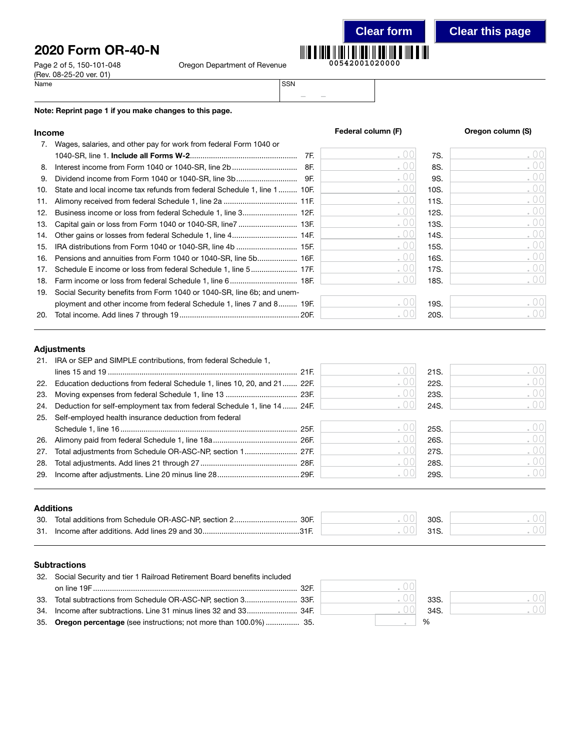# 2020 Form OR-40-N

Page 2 of 5, 150-101-048
(Rev. 08-25-20 ver. 01)

Oregon Department of Revenue

00542001020000

Name | SSN

**Note: Reprint page 1 if you make changes to this page.**

## Income

| | | | Federal column (F) | | Oregon column (S) |
|---|---|---|---|---|---|
| 7. | Wages, salaries, and other pay for work from federal Form 1040 or 1040-SR, line 1. **Include all Forms W-2** | 7F. | .00 | 7S. | .00 |
| 8. | Interest income from Form 1040 or 1040-SR, line 2b | 8F. | .00 | 8S. | .00 |
| 9. | Dividend income from Form 1040 or 1040-SR, line 3b | 9F. | .00 | 9S. | .00 |
| 10. | State and local income tax refunds from federal Schedule 1, line 1 | 10F. | .00 | 10S. | .00 |
| 11. | Alimony received from federal Schedule 1, line 2a | 11F. | .00 | 11S. | .00 |
| 12. | Business income or loss from federal Schedule 1, line 3 | 12F. | .00 | 12S. | .00 |
| 13. | Capital gain or loss from Form 1040 or 1040-SR, line7 | 13F. | .00 | 13S. | .00 |
| 14. | Other gains or losses from federal Schedule 1, line 4 | 14F. | .00 | 14S. | .00 |
| 15. | IRA distributions from Form 1040 or 1040-SR, line 4b | 15F. | .00 | 15S. | .00 |
| 16. | Pensions and annuities from Form 1040 or 1040-SR, line 5b | 16F. | .00 | 16S. | .00 |
| 17. | Schedule E income or loss from federal Schedule 1, line 5 | 17F. | .00 | 17S. | .00 |
| 18. | Farm income or loss from federal Schedule 1, line 6 | 18F. | .00 | 18S. | .00 |
| 19. | Social Security benefits from Form 1040 or 1040-SR, line 6b; and unemployment and other income from federal Schedule 1, lines 7 and 8 | 19F. | .00 | 19S. | .00 |
| 20. | Total income. Add lines 7 through 19 | 20F. | .00 | 20S. | .00 |

## Adjustments

| | | | Federal column (F) | | Oregon column (S) |
|---|---|---|---|---|---|
| 21. | IRA or SEP and SIMPLE contributions, from federal Schedule 1, lines 15 and 19 | 21F. | .00 | 21S. | .00 |
| 22. | Education deductions from federal Schedule 1, lines 10, 20, and 21 | 22F. | .00 | 22S. | .00 |
| 23. | Moving expenses from federal Schedule 1, line 13 | 23F. | .00 | 23S. | .00 |
| 24. | Deduction for self-employment tax from federal Schedule 1, line 14 | 24F. | .00 | 24S. | .00 |
| 25. | Self-employed health insurance deduction from federal Schedule 1, line 16 | 25F. | .00 | 25S. | .00 |
| 26. | Alimony paid from federal Schedule 1, line 18a | 26F. | .00 | 26S. | .00 |
| 27. | Total adjustments from Schedule OR-ASC-NP, section 1 | 27F. | .00 | 27S. | .00 |
| 28. | Total adjustments. Add lines 21 through 27 | 28F. | .00 | 28S. | .00 |
| 29. | Income after adjustments. Line 20 minus line 28 | 29F. | .00 | 29S. | .00 |

## Additions

| | | | Federal column (F) | | Oregon column (S) |
|---|---|---|---|---|---|
| 30. | Total additions from Schedule OR-ASC-NP, section 2 | 30F. | .00 | 30S. | .00 |
| 31. | Income after additions. Add lines 29 and 30 | 31F. | .00 | 31S. | .00 |

## Subtractions

| | | | Federal column (F) | | Oregon column (S) |
|---|---|---|---|---|---|
| 32. | Social Security and tier 1 Railroad Retirement Board benefits included on line 19F | 32F. | .00 | | |
| 33. | Total subtractions from Schedule OR-ASC-NP, section 3 | 33F. | .00 | 33S. | .00 |
| 34. | Income after subtractions. Line 31 minus lines 32 and 33 | 34F. | .00 | 34S. | .00 |
| 35. | **Oregon percentage** (see instructions; not more than 100.0%) | 35. | . % | | |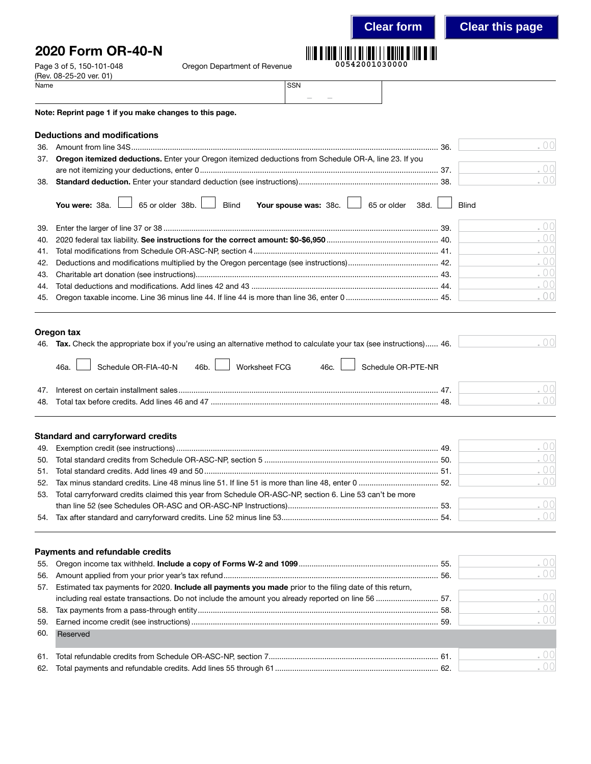# 2020 Form OR-40-N

Page 3 of 5, 150-101-048
(Rev. 08-25-20 ver. 01)

Oregon Department of Revenue

00542001030000

Name | SSN

**Note: Reprint page 1 if you make changes to this page.**

## Deductions and modifications

36. Amount from line 34S ........ 36. .00
37. **Oregon itemized deductions.** Enter your Oregon itemized deductions from Schedule OR-A, line 23. If you are not itemizing your deductions, enter 0 ........ 37. .00
38. **Standard deduction.** Enter your standard deduction (see instructions) ........ 38. .00

**You were:** 38a. ☐ 65 or older 38b. ☐ Blind **Your spouse was:** 38c. ☐ 65 or older 38d. ☐ Blind

39. Enter the larger of line 37 or 38 ........ 39. .00
40. 2020 federal tax liability. **See instructions for the correct amount: $0-$6,950** ........ 40. .00
41. Total modifications from Schedule OR-ASC-NP, section 4 ........ 41. .00
42. Deductions and modifications multiplied by the Oregon percentage (see instructions) ........ 42. .00
43. Charitable art donation (see instructions) ........ 43. .00
44. Total deductions and modifications. Add lines 42 and 43 ........ 44. .00
45. Oregon taxable income. Line 36 minus line 44. If line 44 is more than line 36, enter 0 ........ 45. .00

## Oregon tax

46. **Tax.** Check the appropriate box if you're using an alternative method to calculate your tax (see instructions) ........ 46. .00

46a. ☐ Schedule OR-FIA-40-N 46b. ☐ Worksheet FCG 46c. ☐ Schedule OR-PTE-NR

47. Interest on certain installment sales ........ 47. .00
48. Total tax before credits. Add lines 46 and 47 ........ 48. .00

## Standard and carryforward credits

49. Exemption credit (see instructions) ........ 49. .00
50. Total standard credits from Schedule OR-ASC-NP, section 5 ........ 50. .00
51. Total standard credits. Add lines 49 and 50 ........ 51. .00
52. Tax minus standard credits. Line 48 minus line 51. If line 51 is more than line 48, enter 0 ........ 52. .00
53. Total carryforward credits claimed this year from Schedule OR-ASC-NP, section 6. Line 53 can't be more than line 52 (see Schedules OR-ASC and OR-ASC-NP Instructions) ........ 53. .00
54. Tax after standard and carryforward credits. Line 52 minus line 53 ........ 54. .00

## Payments and refundable credits

55. Oregon income tax withheld. **Include a copy of Forms W-2 and 1099** ........ 55. .00
56. Amount applied from your prior year's tax refund ........ 56. .00
57. Estimated tax payments for 2020. **Include all payments you made** prior to the filing date of this return, including real estate transactions. Do not include the amount you already reported on line 56 ........ 57. .00
58. Tax payments from a pass-through entity ........ 58. .00
59. Earned income credit (see instructions) ........ 59. .00
60. Reserved
61. Total refundable credits from Schedule OR-ASC-NP, section 7 ........ 61. .00
62. Total payments and refundable credits. Add lines 55 through 61 ........ 62. .00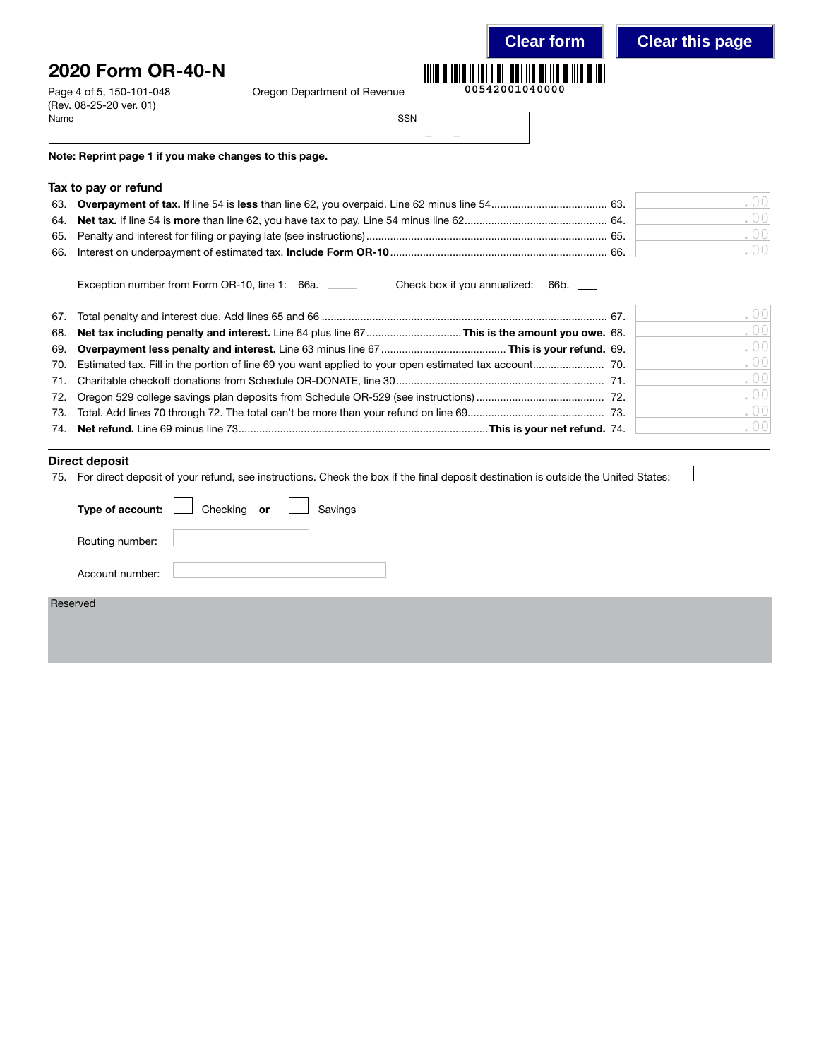# 2020 Form OR-40-N

Page 4 of 5, 150-101-048
(Rev. 08-25-20 ver. 01)

Oregon Department of Revenue

00542001040000

Name | SSN

**Note: Reprint page 1 if you make changes to this page.**

## Tax to pay or refund

63. **Overpayment of tax.** If line 54 is **less** than line 62, you overpaid. Line 62 minus line 54 ...................................... 63. .00
64. **Net tax.** If line 54 is **more** than line 62, you have tax to pay. Line 54 minus line 62 ................................................ 64. .00
65. Penalty and interest for filing or paying late (see instructions) ................................................................................ 65. .00
66. Interest on underpayment of estimated tax. **Include Form OR-10** ........................................................................ 66. .00

Exception number from Form OR-10, line 1: 66a. ☐ Check box if you annualized: 66b. ☐

67. Total penalty and interest due. Add lines 65 and 66 ............................................................................................. 67. .00
68. **Net tax including penalty and interest.** Line 64 plus line 67 ................................ **This is the amount you owe.** 68. .00
69. **Overpayment less penalty and interest.** Line 63 minus line 67 .......................................... **This is your refund.** 69. .00
70. Estimated tax. Fill in the portion of line 69 you want applied to your open estimated tax account........................ 70. .00
71. Charitable checkoff donations from Schedule OR-DONATE, line 30 ..................................................................... 71. .00
72. Oregon 529 college savings plan deposits from Schedule OR-529 (see instructions) ........................................... 72. .00
73. Total. Add lines 70 through 72. The total can't be more than your refund on line 69............................................. 73. .00
74. **Net refund.** Line 69 minus line 73.................................................................................. **This is your net refund.** 74. .00

## Direct deposit

75. For direct deposit of your refund, see instructions. Check the box if the final deposit destination is outside the United States: ☐

**Type of account:** ☐ Checking **or** ☐ Savings

Routing number:

Account number:

Reserved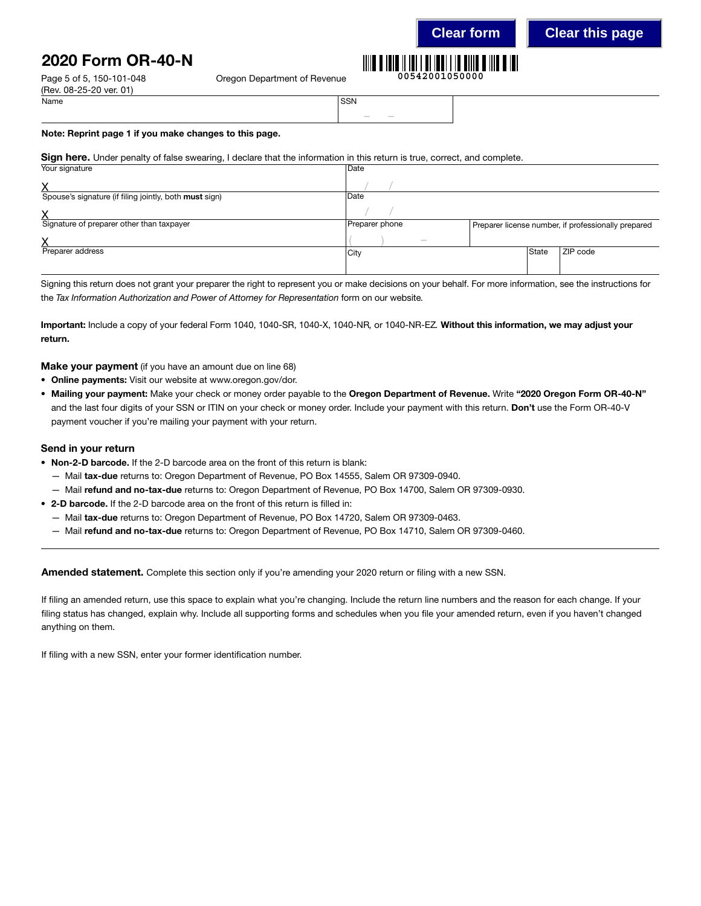# 2020 Form OR-40-N

Page 5 of 5, 150-101-048
(Rev. 08-25-20 ver. 01)

Oregon Department of Revenue

00542001050000

| Name | SSN |
|---|---|
| | – – |

**Note: Reprint page 1 if you make changes to this page.**

**Sign here.** Under penalty of false swearing, I declare that the information in this return is true, correct, and complete.

| | | | | |
|---|---|---|---|---|
| Your signature<br>X | Date<br>/ / | | | |
| Spouse's signature (if filing jointly, both **must** sign)<br>X | Date<br>/ / | | | |
| Signature of preparer other than taxpayer<br>X | Preparer phone<br>( ) – | Preparer license number, if professionally prepared | | |
| Preparer address | City | | State | ZIP code |

Signing this return does not grant your preparer the right to represent you or make decisions on your behalf. For more information, see the instructions for the *Tax Information Authorization and Power of Attorney for Representation* form on our website.

**Important:** Include a copy of your federal Form 1040, 1040-SR, 1040-X, 1040-NR, or 1040-NR-EZ. **Without this information, we may adjust your return.**

**Make your payment** (if you have an amount due on line 68)

- **Online payments:** Visit our website at www.oregon.gov/dor.
- **Mailing your payment:** Make your check or money order payable to the **Oregon Department of Revenue.** Write **"2020 Oregon Form OR-40-N"** and the last four digits of your SSN or ITIN on your check or money order. Include your payment with this return. **Don't** use the Form OR-40-V payment voucher if you're mailing your payment with your return.

**Send in your return**

- **Non-2-D barcode.** If the 2-D barcode area on the front of this return is blank:
  - Mail **tax-due** returns to: Oregon Department of Revenue, PO Box 14555, Salem OR 97309-0940.
  - Mail **refund and no-tax-due** returns to: Oregon Department of Revenue, PO Box 14700, Salem OR 97309-0930.
- **2-D barcode.** If the 2-D barcode area on the front of this return is filled in:
  - Mail **tax-due** returns to: Oregon Department of Revenue, PO Box 14720, Salem OR 97309-0463.
  - Mail **refund and no-tax-due** returns to: Oregon Department of Revenue, PO Box 14710, Salem OR 97309-0460.

---

**Amended statement.** Complete this section only if you're amending your 2020 return or filing with a new SSN.

If filing an amended return, use this space to explain what you're changing. Include the return line numbers and the reason for each change. If your filing status has changed, explain why. Include all supporting forms and schedules when you file your amended return, even if you haven't changed anything on them.

If filing with a new SSN, enter your former identification number.